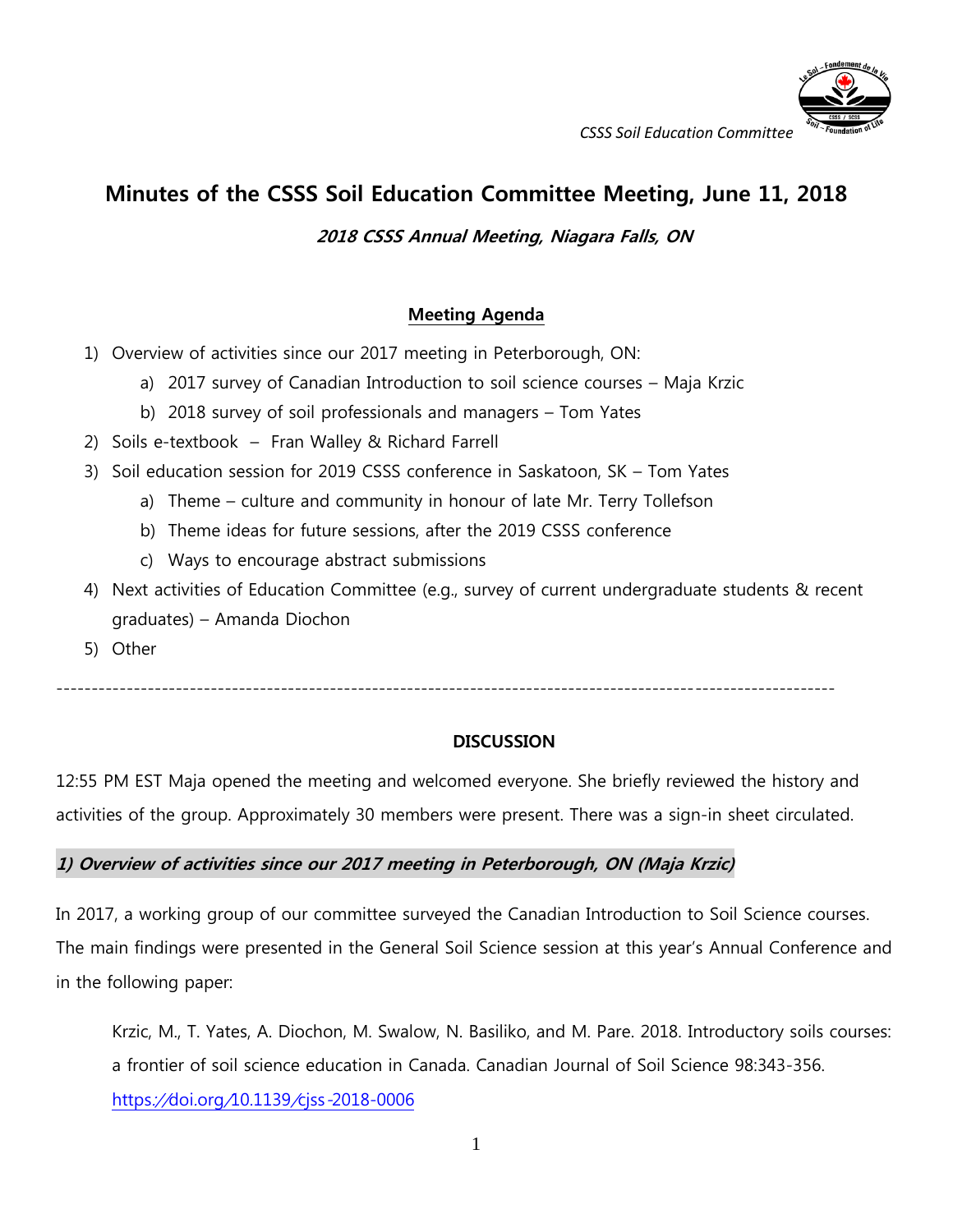CSSS Soil Education Committee

# Minutes of the CSSS Soil Education Committee Meeting, June 11, 2018

***2018 CSSS Annual Meeting, Niagara Falls, ON***

## Meeting Agenda

1) Overview of activities since our 2017 meeting in Peterborough, ON:
   a) 2017 survey of Canadian Introduction to soil science courses – Maja Krzic
   b) 2018 survey of soil professionals and managers – Tom Yates
2) Soils e-textbook – Fran Walley & Richard Farrell
3) Soil education session for 2019 CSSS conference in Saskatoon, SK – Tom Yates
   a) Theme – culture and community in honour of late Mr. Terry Tollefson
   b) Theme ideas for future sessions, after the 2019 CSSS conference
   c) Ways to encourage abstract submissions
4) Next activities of Education Committee (e.g., survey of current undergraduate students & recent graduates) – Amanda Diochon
5) Other

---

**DISCUSSION**

12:55 PM EST Maja opened the meeting and welcomed everyone. She briefly reviewed the history and activities of the group. Approximately 30 members were present. There was a sign-in sheet circulated.

***1) Overview of activities since our 2017 meeting in Peterborough, ON (Maja Krzic)***

In 2017, a working group of our committee surveyed the Canadian Introduction to Soil Science courses. The main findings were presented in the General Soil Science session at this year's Annual Conference and in the following paper:

> Krzic, M., T. Yates, A. Diochon, M. Swalow, N. Basiliko, and M. Pare. 2018. Introductory soils courses: a frontier of soil science education in Canada. Canadian Journal of Soil Science 98:343-356. https://doi.org/10.1139/cjss-2018-0006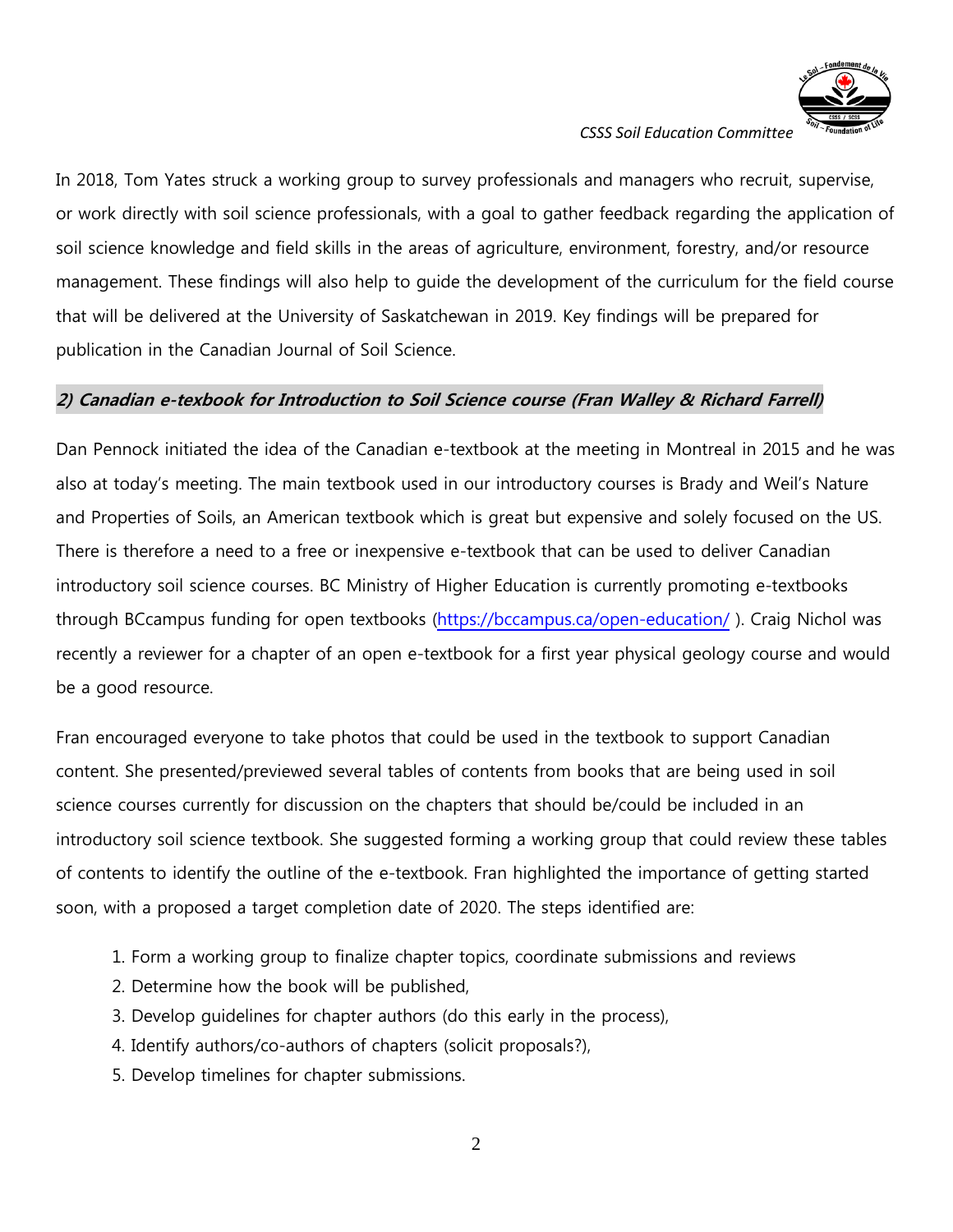In 2018, Tom Yates struck a working group to survey professionals and managers who recruit, supervise, or work directly with soil science professionals, with a goal to gather feedback regarding the application of soil science knowledge and field skills in the areas of agriculture, environment, forestry, and/or resource management. These findings will also help to guide the development of the curriculum for the field course that will be delivered at the University of Saskatchewan in 2019. Key findings will be prepared for publication in the Canadian Journal of Soil Science.

### *2) Canadian e-texbook for Introduction to Soil Science course (Fran Walley & Richard Farrell)*

Dan Pennock initiated the idea of the Canadian e-textbook at the meeting in Montreal in 2015 and he was also at today's meeting. The main textbook used in our introductory courses is Brady and Weil's Nature and Properties of Soils, an American textbook which is great but expensive and solely focused on the US. There is therefore a need to a free or inexpensive e-textbook that can be used to deliver Canadian introductory soil science courses. BC Ministry of Higher Education is currently promoting e-textbooks through BCcampus funding for open textbooks (https://bccampus.ca/open-education/ ). Craig Nichol was recently a reviewer for a chapter of an open e-textbook for a first year physical geology course and would be a good resource.

Fran encouraged everyone to take photos that could be used in the textbook to support Canadian content. She presented/previewed several tables of contents from books that are being used in soil science courses currently for discussion on the chapters that should be/could be included in an introductory soil science textbook. She suggested forming a working group that could review these tables of contents to identify the outline of the e-textbook. Fran highlighted the importance of getting started soon, with a proposed a target completion date of 2020. The steps identified are:

1. Form a working group to finalize chapter topics, coordinate submissions and reviews
2. Determine how the book will be published,
3. Develop guidelines for chapter authors (do this early in the process),
4. Identify authors/co-authors of chapters (solicit proposals?),
5. Develop timelines for chapter submissions.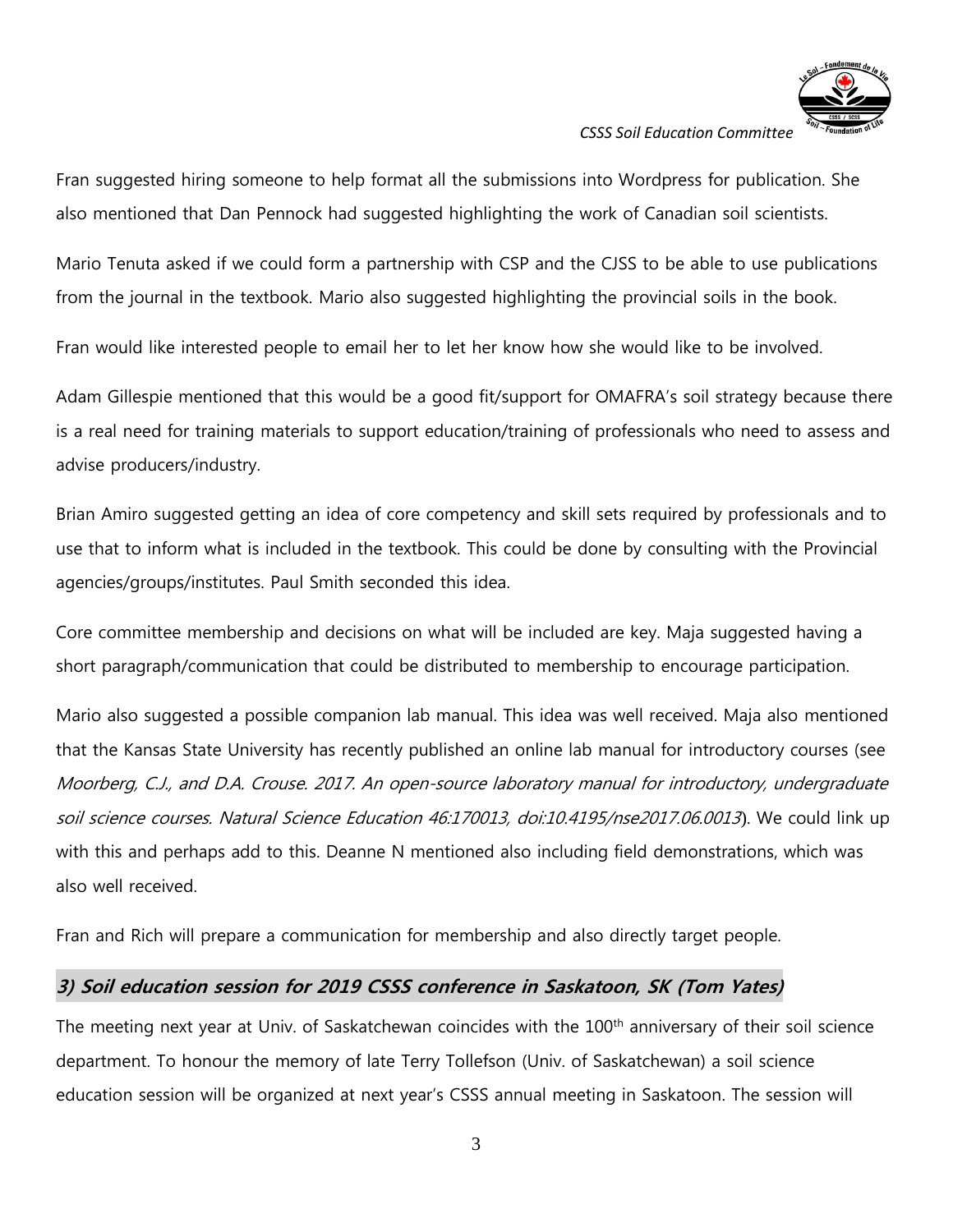Fran suggested hiring someone to help format all the submissions into Wordpress for publication. She also mentioned that Dan Pennock had suggested highlighting the work of Canadian soil scientists.

Mario Tenuta asked if we could form a partnership with CSP and the CJSS to be able to use publications from the journal in the textbook. Mario also suggested highlighting the provincial soils in the book.

Fran would like interested people to email her to let her know how she would like to be involved.

Adam Gillespie mentioned that this would be a good fit/support for OMAFRA's soil strategy because there is a real need for training materials to support education/training of professionals who need to assess and advise producers/industry.

Brian Amiro suggested getting an idea of core competency and skill sets required by professionals and to use that to inform what is included in the textbook. This could be done by consulting with the Provincial agencies/groups/institutes. Paul Smith seconded this idea.

Core committee membership and decisions on what will be included are key. Maja suggested having a short paragraph/communication that could be distributed to membership to encourage participation.

Mario also suggested a possible companion lab manual. This idea was well received. Maja also mentioned that the Kansas State University has recently published an online lab manual for introductory courses (see *Moorberg, C.J., and D.A. Crouse. 2017. An open-source laboratory manual for introductory, undergraduate soil science courses. Natural Science Education 46:170013, doi:10.4195/nse2017.06.0013*). We could link up with this and perhaps add to this. Deanne N mentioned also including field demonstrations, which was also well received.

Fran and Rich will prepare a communication for membership and also directly target people.

## *3) Soil education session for 2019 CSSS conference in Saskatoon, SK (Tom Yates)*

The meeting next year at Univ. of Saskatchewan coincides with the 100th anniversary of their soil science department. To honour the memory of late Terry Tollefson (Univ. of Saskatchewan) a soil science education session will be organized at next year's CSSS annual meeting in Saskatoon. The session will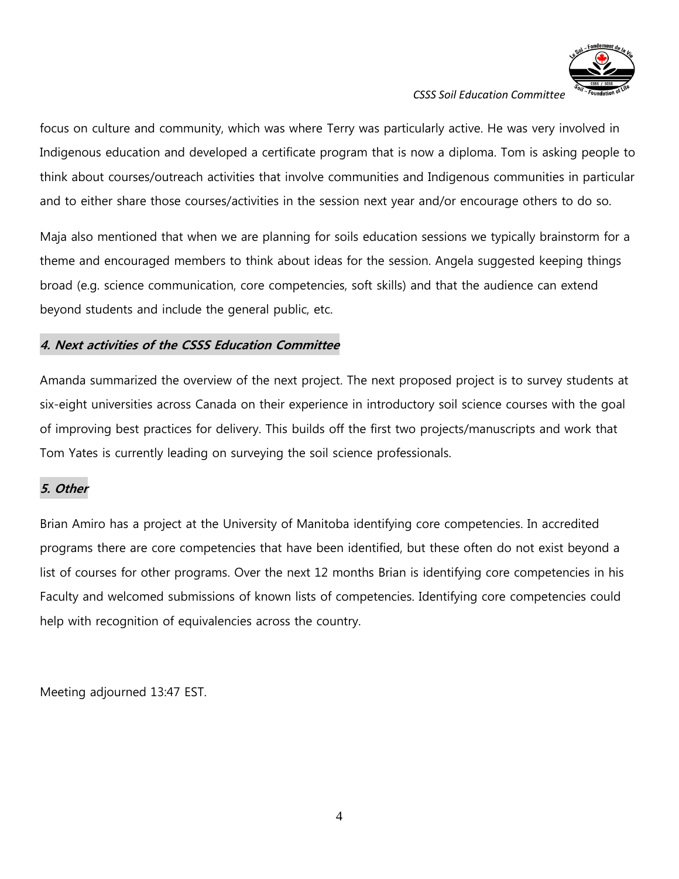focus on culture and community, which was where Terry was particularly active. He was very involved in Indigenous education and developed a certificate program that is now a diploma. Tom is asking people to think about courses/outreach activities that involve communities and Indigenous communities in particular and to either share those courses/activities in the session next year and/or encourage others to do so.

Maja also mentioned that when we are planning for soils education sessions we typically brainstorm for a theme and encouraged members to think about ideas for the session. Angela suggested keeping things broad (e.g. science communication, core competencies, soft skills) and that the audience can extend beyond students and include the general public, etc.

### ***4. Next activities of the CSSS Education Committee***

Amanda summarized the overview of the next project. The next proposed project is to survey students at six-eight universities across Canada on their experience in introductory soil science courses with the goal of improving best practices for delivery. This builds off the first two projects/manuscripts and work that Tom Yates is currently leading on surveying the soil science professionals.

### ***5. Other***

Brian Amiro has a project at the University of Manitoba identifying core competencies. In accredited programs there are core competencies that have been identified, but these often do not exist beyond a list of courses for other programs. Over the next 12 months Brian is identifying core competencies in his Faculty and welcomed submissions of known lists of competencies. Identifying core competencies could help with recognition of equivalencies across the country.

Meeting adjourned 13:47 EST.